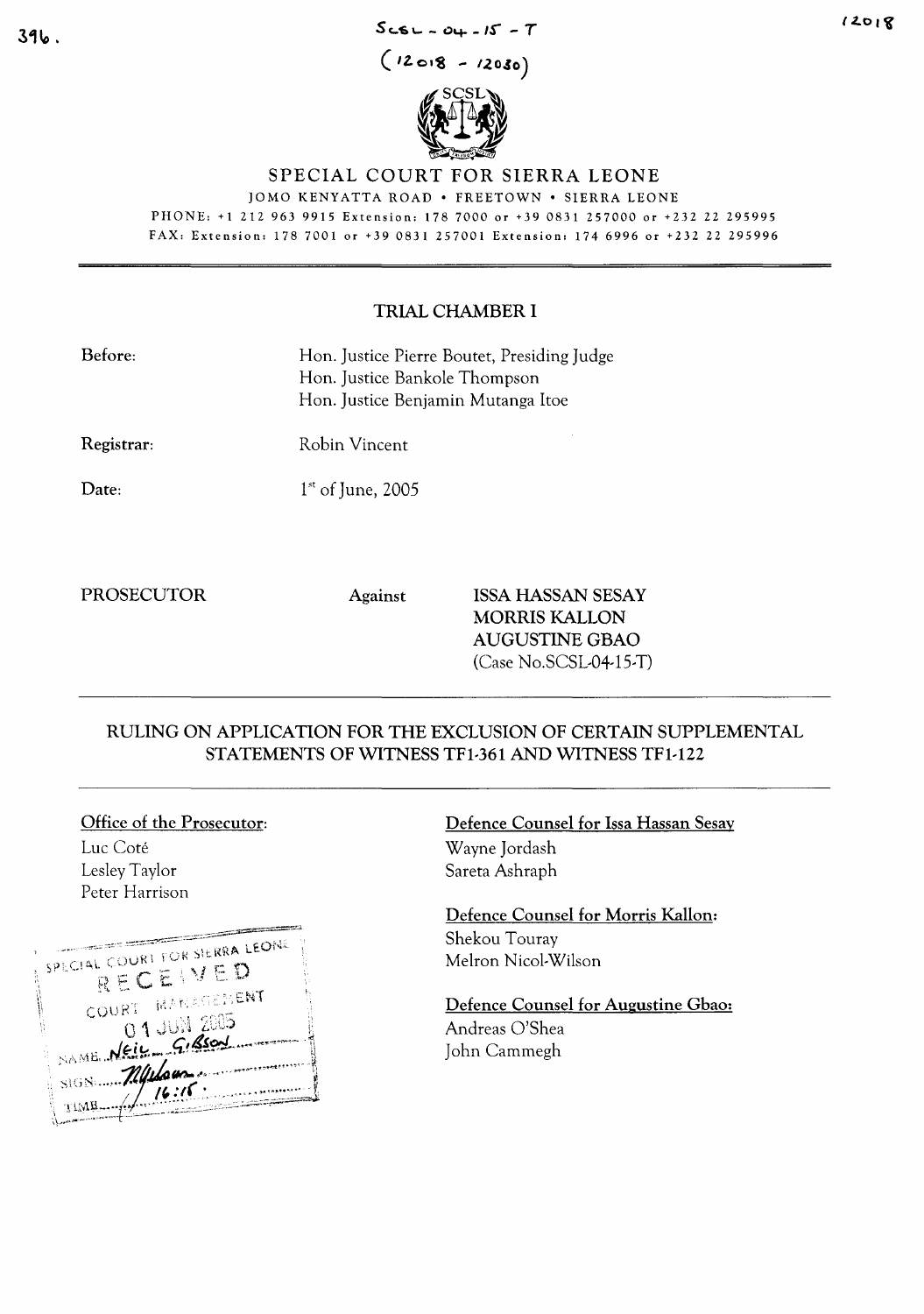SCSL - 04 - 15 - T

(12018 - 12030)

# SPECIAL COURT FOR SIERRA LEONE

JOMO KENYATTA ROAD • FREETOWN • SIERRA LEONE

PHONE: +1 212 963 9915 Extension: 178 7000 or +39 0831 257000 or +232 22 295995

FAX: Extension: 178 7001 or +39 0831 257001 Extension: 174 6996 or +232 22 295996

## TRIAL CHAMBER I

**Before:** Hon. Justice Pierre Boutet, Presiding Judge
Hon. Justice Bankole Thompson
Hon. Justice Benjamin Mutanga Itoe

**Registrar:** Robin Vincent

**Date:** 1st of June, 2005

PROSECUTOR Against ISSA HASSAN SESAY
MORRIS KALLON
AUGUSTINE GBAO
(Case No.SCSL-04-15-T)

## RULING ON APPLICATION FOR THE EXCLUSION OF CERTAIN SUPPLEMENTAL STATEMENTS OF WITNESS TF1-361 AND WITNESS TF1-122

**Office of the Prosecutor:**
Luc Coté
Lesley Taylor
Peter Harrison

**Defence Counsel for Issa Hassan Sesay**
Wayne Jordash
Sareta Ashraph

**Defence Counsel for Morris Kallon:**
Shekou Touray
Melron Nicol-Wilson

**Defence Counsel for Augustine Gbao:**
Andreas O'Shea
John Cammegh

SPECIAL COURT FOR SIERRA LEONE
RECEIVED
COURT MANAGEMENT
01 JUN 2005
NAME Neil Gibson
SIGN
TIME 16:15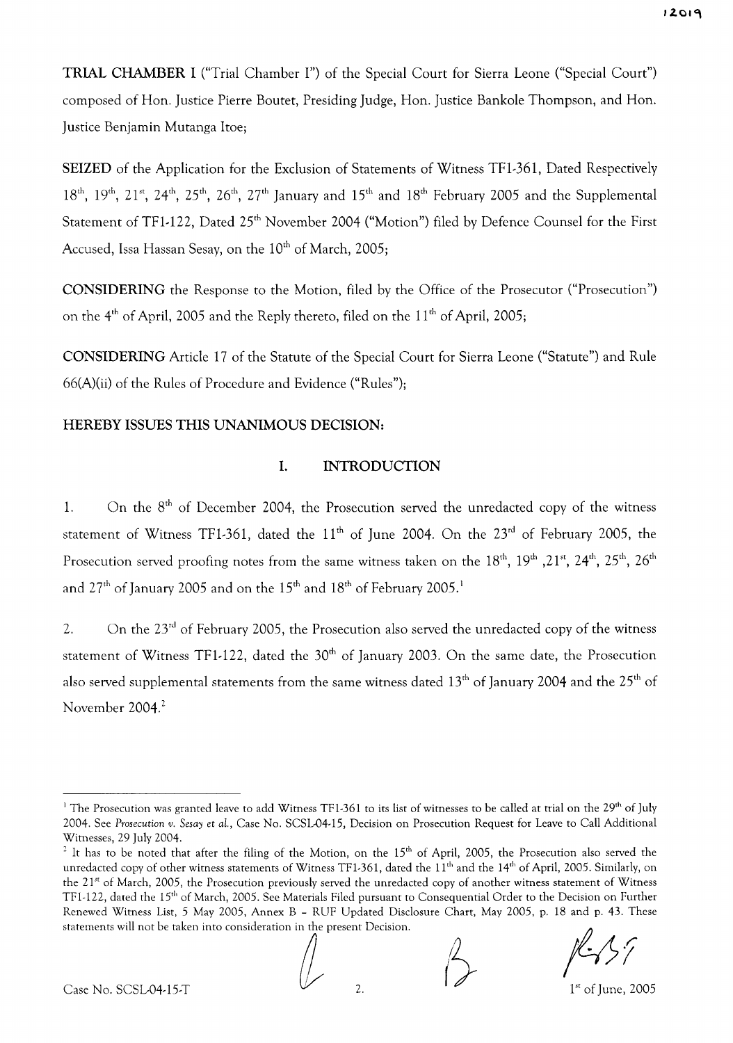**TRIAL CHAMBER I** ("Trial Chamber I") of the Special Court for Sierra Leone ("Special Court") composed of Hon. Justice Pierre Boutet, Presiding Judge, Hon. Justice Bankole Thompson, and Hon. Justice Benjamin Mutanga Itoe;

**SEIZED** of the Application for the Exclusion of Statements of Witness TF1-361, Dated Respectively 18th, 19th, 21st, 24th, 25th, 26th, 27th January and 15th and 18th February 2005 and the Supplemental Statement of TF1-122, Dated 25th November 2004 ("Motion") filed by Defence Counsel for the First Accused, Issa Hassan Sesay, on the 10th of March, 2005;

**CONSIDERING** the Response to the Motion, filed by the Office of the Prosecutor ("Prosecution") on the 4th of April, 2005 and the Reply thereto, filed on the 11th of April, 2005;

**CONSIDERING** Article 17 of the Statute of the Special Court for Sierra Leone ("Statute") and Rule 66(A)(ii) of the Rules of Procedure and Evidence ("Rules");

**HEREBY ISSUES THIS UNANIMOUS DECISION:**

## I. INTRODUCTION

1. On the 8th of December 2004, the Prosecution served the unredacted copy of the witness statement of Witness TF1-361, dated the 11th of June 2004. On the 23rd of February 2005, the Prosecution served proofing notes from the same witness taken on the 18th, 19th ,21st, 24th, 25th, 26th and 27th of January 2005 and on the 15th and 18th of February 2005.[1]

2. On the 23rd of February 2005, the Prosecution also served the unredacted copy of the witness statement of Witness TF1-122, dated the 30th of January 2003. On the same date, the Prosecution also served supplemental statements from the same witness dated 13th of January 2004 and the 25th of November 2004.[2]

---

[1] The Prosecution was granted leave to add Witness TF1-361 to its list of witnesses to be called at trial on the 29th of July 2004. See *Prosecution v. Sesay et al.*, Case No. SCSL-04-15, Decision on Prosecution Request for Leave to Call Additional Witnesses, 29 July 2004.

[2] It has to be noted that after the filing of the Motion, on the 15th of April, 2005, the Prosecution also served the unredacted copy of other witness statements of Witness TF1-361, dated the 11th and the 14th of April, 2005. Similarly, on the 21st of March, 2005, the Prosecution previously served the unredacted copy of another witness statement of Witness TF1-122, dated the 15th of March, 2005. See Materials Filed pursuant to Consequential Order to the Decision on Further Renewed Witness List, 5 May 2005, Annex B – RUF Updated Disclosure Chart, May 2005, p. 18 and p. 43. These statements will not be taken into consideration in the present Decision.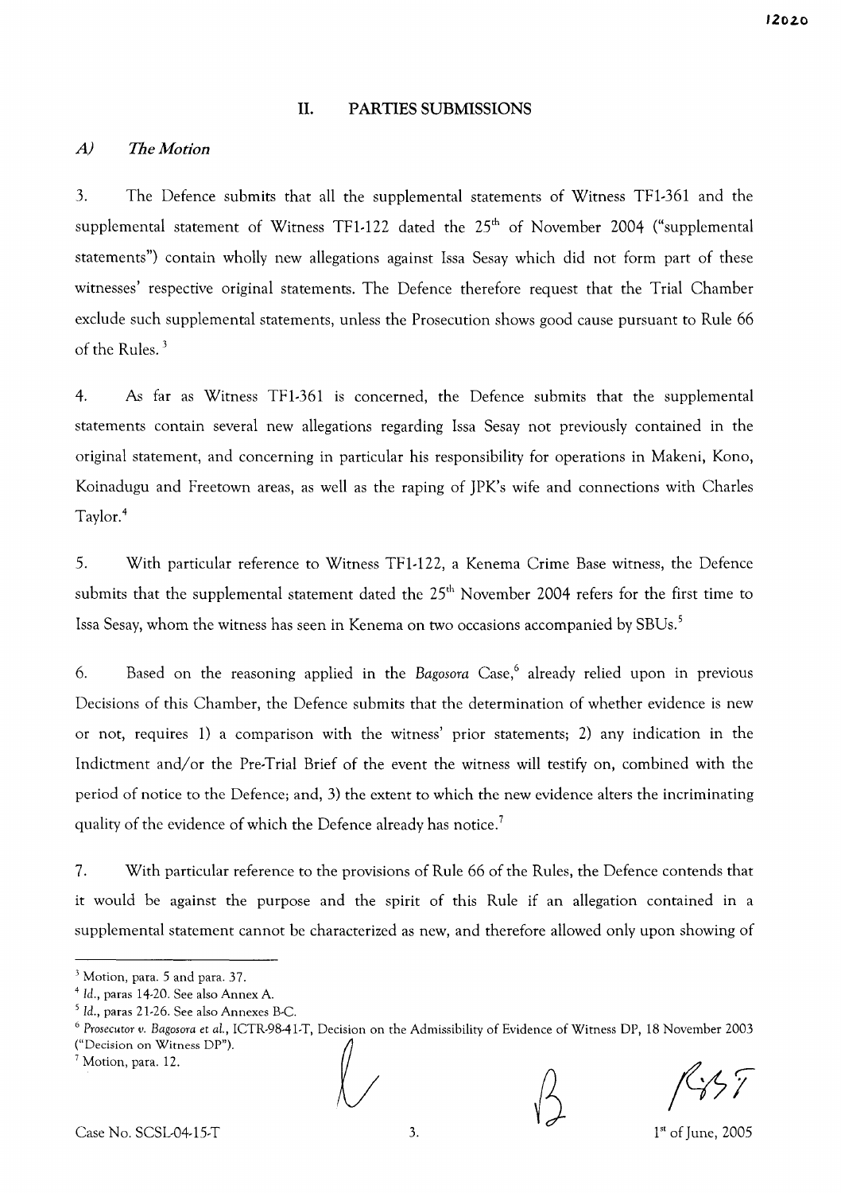## II. PARTIES SUBMISSIONS

### *A) The Motion*

3. The Defence submits that all the supplemental statements of Witness TF1-361 and the supplemental statement of Witness TF1-122 dated the 25th of November 2004 ("supplemental statements") contain wholly new allegations against Issa Sesay which did not form part of these witnesses' respective original statements. The Defence therefore request that the Trial Chamber exclude such supplemental statements, unless the Prosecution shows good cause pursuant to Rule 66 of the Rules.[3]

4. As far as Witness TF1-361 is concerned, the Defence submits that the supplemental statements contain several new allegations regarding Issa Sesay not previously contained in the original statement, and concerning in particular his responsibility for operations in Makeni, Kono, Koinadugu and Freetown areas, as well as the raping of JPK's wife and connections with Charles Taylor.[4]

5. With particular reference to Witness TF1-122, a Kenema Crime Base witness, the Defence submits that the supplemental statement dated the 25th November 2004 refers for the first time to Issa Sesay, whom the witness has seen in Kenema on two occasions accompanied by SBUs.[5]

6. Based on the reasoning applied in the *Bagosora* Case,[6] already relied upon in previous Decisions of this Chamber, the Defence submits that the determination of whether evidence is new or not, requires 1) a comparison with the witness' prior statements; 2) any indication in the Indictment and/or the Pre-Trial Brief of the event the witness will testify on, combined with the period of notice to the Defence; and, 3) the extent to which the new evidence alters the incriminating quality of the evidence of which the Defence already has notice.[7]

7. With particular reference to the provisions of Rule 66 of the Rules, the Defence contends that it would be against the purpose and the spirit of this Rule if an allegation contained in a supplemental statement cannot be characterized as new, and therefore allowed only upon showing of

---

[3] Motion, para. 5 and para. 37.

[4] *Id.*, paras 14-20. See also Annex A.

[5] *Id.*, paras 21-26. See also Annexes B-C.

[6] *Prosecutor v. Bagosora et al.*, ICTR-98-41-T, Decision on the Admissibility of Evidence of Witness DP, 18 November 2003 ("Decision on Witness DP").

[7] Motion, para. 12.

Case No. SCSL-04-15-T — 1st of June, 2005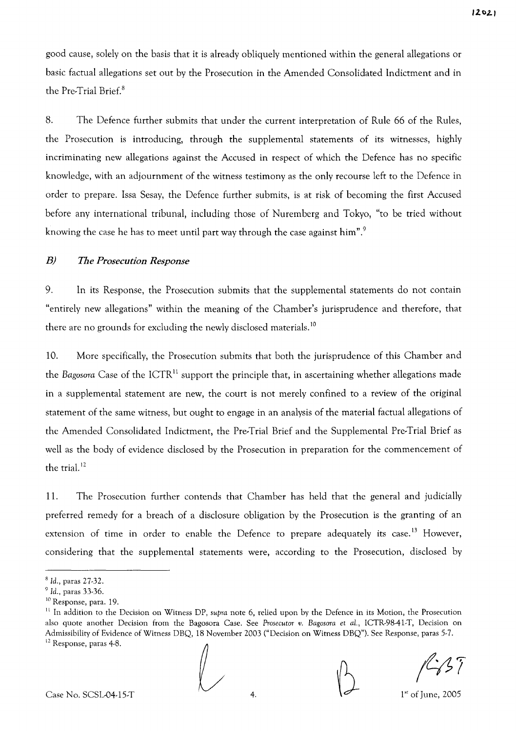good cause, solely on the basis that it is already obliquely mentioned within the general allegations or basic factual allegations set out by the Prosecution in the Amended Consolidated Indictment and in the Pre-Trial Brief.[8]

8. The Defence further submits that under the current interpretation of Rule 66 of the Rules, the Prosecution is introducing, through the supplemental statements of its witnesses, highly incriminating new allegations against the Accused in respect of which the Defence has no specific knowledge, with an adjournment of the witness testimony as the only recourse left to the Defence in order to prepare. Issa Sesay, the Defence further submits, is at risk of becoming the first Accused before any international tribunal, including those of Nuremberg and Tokyo, "to be tried without knowing the case he has to meet until part way through the case against him".[9]

### *B) The Prosecution Response*

9. In its Response, the Prosecution submits that the supplemental statements do not contain "entirely new allegations" within the meaning of the Chamber's jurisprudence and therefore, that there are no grounds for excluding the newly disclosed materials.[10]

10. More specifically, the Prosecution submits that both the jurisprudence of this Chamber and the *Bagosora* Case of the ICTR[11] support the principle that, in ascertaining whether allegations made in a supplemental statement are new, the court is not merely confined to a review of the original statement of the same witness, but ought to engage in an analysis of the material factual allegations of the Amended Consolidated Indictment, the Pre-Trial Brief and the Supplemental Pre-Trial Brief as well as the body of evidence disclosed by the Prosecution in preparation for the commencement of the trial.[12]

11. The Prosecution further contends that Chamber has held that the general and judicially preferred remedy for a breach of a disclosure obligation by the Prosecution is the granting of an extension of time in order to enable the Defence to prepare adequately its case.[13] However, considering that the supplemental statements were, according to the Prosecution, disclosed by

---

[8] *Id.*, paras 27-32.

[9] *Id.*, paras 33-36.

[10] Response, para. 19.

[11] In addition to the Decision on Witness DP, *supra* note 6, relied upon by the Defence in its Motion, the Prosecution also quote another Decision from the Bagosora Case. See *Prosecutor v. Bagosora et al.*, ICTR-98-41-T, Decision on Admissibility of Evidence of Witness DBQ, 18 November 2003 ("Decision on Witness DBQ"). See Response, paras 5-7.

[12] Response, paras 4-8.

Case No. SCSL-04-15-T 1st of June, 2005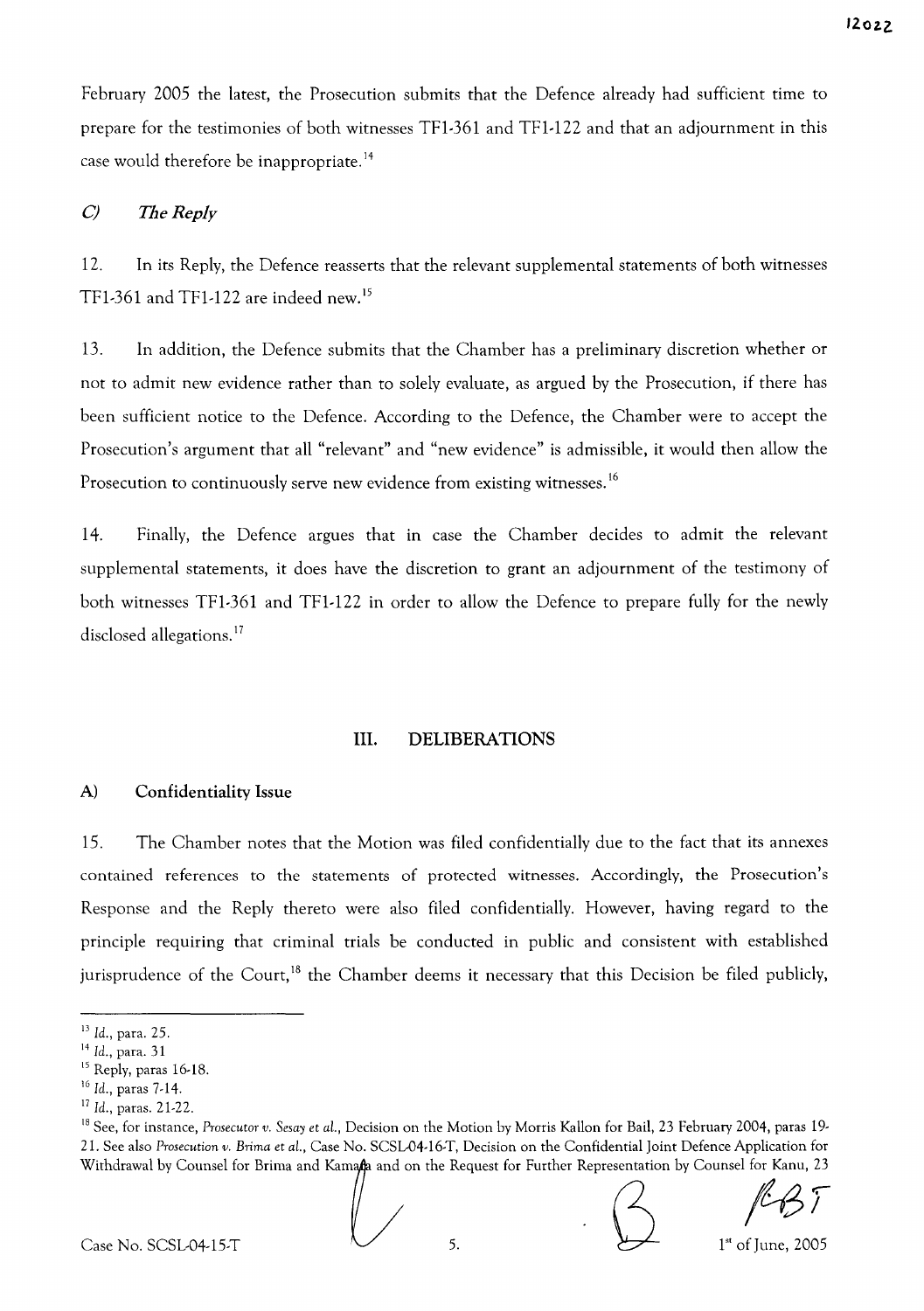February 2005 the latest, the Prosecution submits that the Defence already had sufficient time to prepare for the testimonies of both witnesses TF1-361 and TF1-122 and that an adjournment in this case would therefore be inappropriate.[14]

### *C) The Reply*

12. In its Reply, the Defence reasserts that the relevant supplemental statements of both witnesses TF1-361 and TF1-122 are indeed new.[15]

13. In addition, the Defence submits that the Chamber has a preliminary discretion whether or not to admit new evidence rather than to solely evaluate, as argued by the Prosecution, if there has been sufficient notice to the Defence. According to the Defence, the Chamber were to accept the Prosecution's argument that all "relevant" and "new evidence" is admissible, it would then allow the Prosecution to continuously serve new evidence from existing witnesses.[16]

14. Finally, the Defence argues that in case the Chamber decides to admit the relevant supplemental statements, it does have the discretion to grant an adjournment of the testimony of both witnesses TF1-361 and TF1-122 in order to allow the Defence to prepare fully for the newly disclosed allegations.[17]

## III. DELIBERATIONS

### A) Confidentiality Issue

15. The Chamber notes that the Motion was filed confidentially due to the fact that its annexes contained references to the statements of protected witnesses. Accordingly, the Prosecution's Response and the Reply thereto were also filed confidentially. However, having regard to the principle requiring that criminal trials be conducted in public and consistent with established jurisprudence of the Court,[18] the Chamber deems it necessary that this Decision be filed publicly,

---

[13] *Id.*, para. 25.

[14] *Id.*, para. 31

[15] Reply, paras 16-18.

[16] *Id.*, paras 7-14.

[17] *Id.*, paras. 21-22.

[18] See, for instance, *Prosecutor v. Sesay et al.*, Decision on the Motion by Morris Kallon for Bail, 23 February 2004, paras 19-21. See also *Prosecution v. Brima et al.*, Case No. SCSL-04-16-T, Decision on the Confidential Joint Defence Application for Withdrawal by Counsel for Brima and Kamara and on the Request for Further Representation by Counsel for Kanu, 23

Case No. SCSL-04-15-T 1st of June, 2005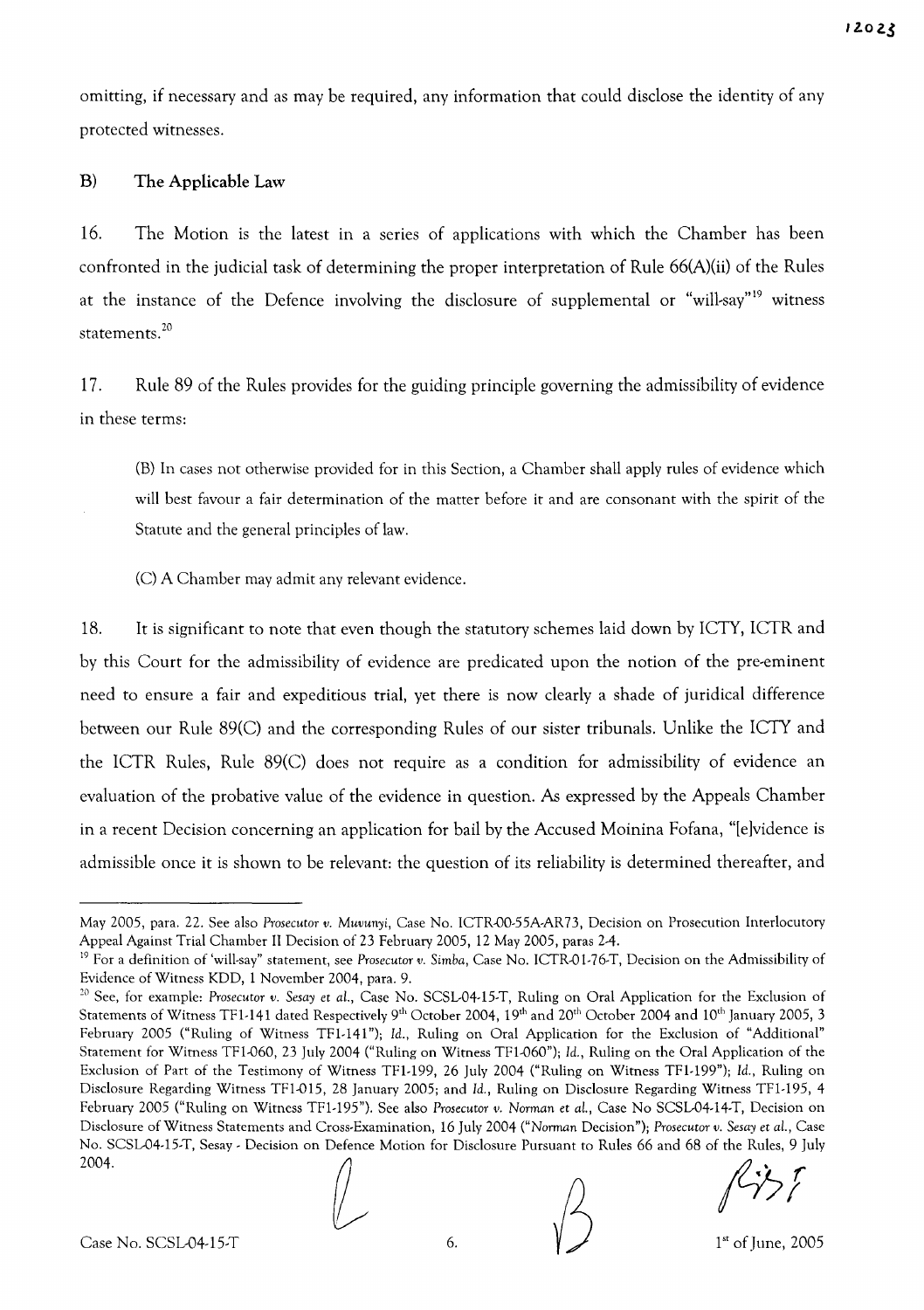omitting, if necessary and as may be required, any information that could disclose the identity of any protected witnesses.

## B) The Applicable Law

16. The Motion is the latest in a series of applications with which the Chamber has been confronted in the judicial task of determining the proper interpretation of Rule 66(A)(ii) of the Rules at the instance of the Defence involving the disclosure of supplemental or "will-say"[19] witness statements.[20]

17. Rule 89 of the Rules provides for the guiding principle governing the admissibility of evidence in these terms:

> (B) In cases not otherwise provided for in this Section, a Chamber shall apply rules of evidence which will best favour a fair determination of the matter before it and are consonant with the spirit of the Statute and the general principles of law.
>
> (C) A Chamber may admit any relevant evidence.

18. It is significant to note that even though the statutory schemes laid down by ICTY, ICTR and by this Court for the admissibility of evidence are predicated upon the notion of the pre-eminent need to ensure a fair and expeditious trial, yet there is now clearly a shade of juridical difference between our Rule 89(C) and the corresponding Rules of our sister tribunals. Unlike the ICTY and the ICTR Rules, Rule 89(C) does not require as a condition for admissibility of evidence an evaluation of the probative value of the evidence in question. As expressed by the Appeals Chamber in a recent Decision concerning an application for bail by the Accused Moinina Fofana, "[e]vidence is admissible once it is shown to be relevant: the question of its reliability is determined thereafter, and

---

May 2005, para. 22. See also *Prosecutor v. Muvunyi*, Case No. ICTR-00-55A-AR73, Decision on Prosecution Interlocutory Appeal Against Trial Chamber II Decision of 23 February 2005, 12 May 2005, paras 2-4.

[19] For a definition of 'will-say" statement, see *Prosecutor v. Simba*, Case No. ICTR-01-76-T, Decision on the Admissibility of Evidence of Witness KDD, 1 November 2004, para. 9.

[20] See, for example: *Prosecutor v. Sesay et al.*, Case No. SCSL-04-15-T, Ruling on Oral Application for the Exclusion of Statements of Witness TF1-141 dated Respectively 9th October 2004, 19th and 20th October 2004 and 10th January 2005, 3 February 2005 ("Ruling of Witness TF1-141"); *Id.*, Ruling on Oral Application for the Exclusion of "Additional" Statement for Witness TF1-060, 23 July 2004 ("Ruling on Witness TF1-060"); *Id.*, Ruling on the Oral Application of the Exclusion of Part of the Testimony of Witness TF1-199, 26 July 2004 ("Ruling on Witness TF1-199"); *Id.*, Ruling on Disclosure Regarding Witness TF1-015, 28 January 2005; and *Id.*, Ruling on Disclosure Regarding Witness TF1-195, 4 February 2005 ("Ruling on Witness TF1-195"). See also *Prosecutor v. Norman et al.*, Case No SCSL-04-14-T, Decision on Disclosure of Witness Statements and Cross-Examination, 16 July 2004 ("*Norman* Decision"); *Prosecutor v. Sesay et al.*, Case No. SCSL-04-15-T, Sesay - Decision on Defence Motion for Disclosure Pursuant to Rules 66 and 68 of the Rules, 9 July 2004.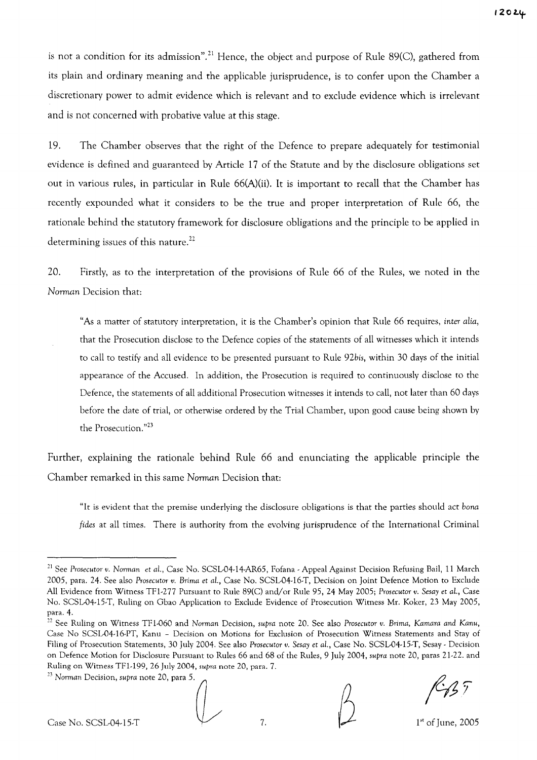is not a condition for its admission".[21] Hence, the object and purpose of Rule 89(C), gathered from its plain and ordinary meaning and the applicable jurisprudence, is to confer upon the Chamber a discretionary power to admit evidence which is relevant and to exclude evidence which is irrelevant and is not concerned with probative value at this stage.

19. The Chamber observes that the right of the Defence to prepare adequately for testimonial evidence is defined and guaranteed by Article 17 of the Statute and by the disclosure obligations set out in various rules, in particular in Rule 66(A)(ii). It is important to recall that the Chamber has recently expounded what it considers to be the true and proper interpretation of Rule 66, the rationale behind the statutory framework for disclosure obligations and the principle to be applied in determining issues of this nature.[22]

20. Firstly, as to the interpretation of the provisions of Rule 66 of the Rules, we noted in the *Norman* Decision that:

> "As a matter of statutory interpretation, it is the Chamber's opinion that Rule 66 requires, *inter alia*, that the Prosecution disclose to the Defence copies of the statements of all witnesses which it intends to call to testify and all evidence to be presented pursuant to Rule 92*bis*, within 30 days of the initial appearance of the Accused. In addition, the Prosecution is required to continuously disclose to the Defence, the statements of all additional Prosecution witnesses it intends to call, not later than 60 days before the date of trial, or otherwise ordered by the Trial Chamber, upon good cause being shown by the Prosecution."[23]

Further, explaining the rationale behind Rule 66 and enunciating the applicable principle the Chamber remarked in this same *Norman* Decision that:

> "It is evident that the premise underlying the disclosure obligations is that the parties should act *bona fides* at all times. There is authority from the evolving jurisprudence of the International Criminal

---

[21] See *Prosecutor v. Norman et al.*, Case No. SCSL-04-14-AR65, Fofana - Appeal Against Decision Refusing Bail, 11 March 2005, para. 24. See also *Prosecutor v. Brima et al.*, Case No. SCSL-04-16-T, Decision on Joint Defence Motion to Exclude All Evidence from Witness TF1-277 Pursuant to Rule 89(C) and/or Rule 95, 24 May 2005; *Prosecutor v. Sesay et al.*, Case No. SCSL-04-15-T, Ruling on Gbao Application to Exclude Evidence of Prosecution Witness Mr. Koker, 23 May 2005, para. 4.

[22] See Ruling on Witness TF1-060 and *Norman* Decision, *supra* note 20. See also *Prosecutor v. Brima, Kamara and Kanu*, Case No SCSL-04-16-PT, Kanu – Decision on Motions for Exclusion of Prosecution Witness Statements and Stay of Filing of Prosecution Statements, 30 July 2004. See also *Prosecutor v. Sesay et al.*, Case No. SCSL-04-15-T, Sesay - Decision on Defence Motion for Disclosure Pursuant to Rules 66 and 68 of the Rules, 9 July 2004, *supra* note 20, paras 21-22. and Ruling on Witness TF1-199, 26 July 2004, *supra* note 20, para. 7.

[23] *Norman* Decision, *supra* note 20, para 5.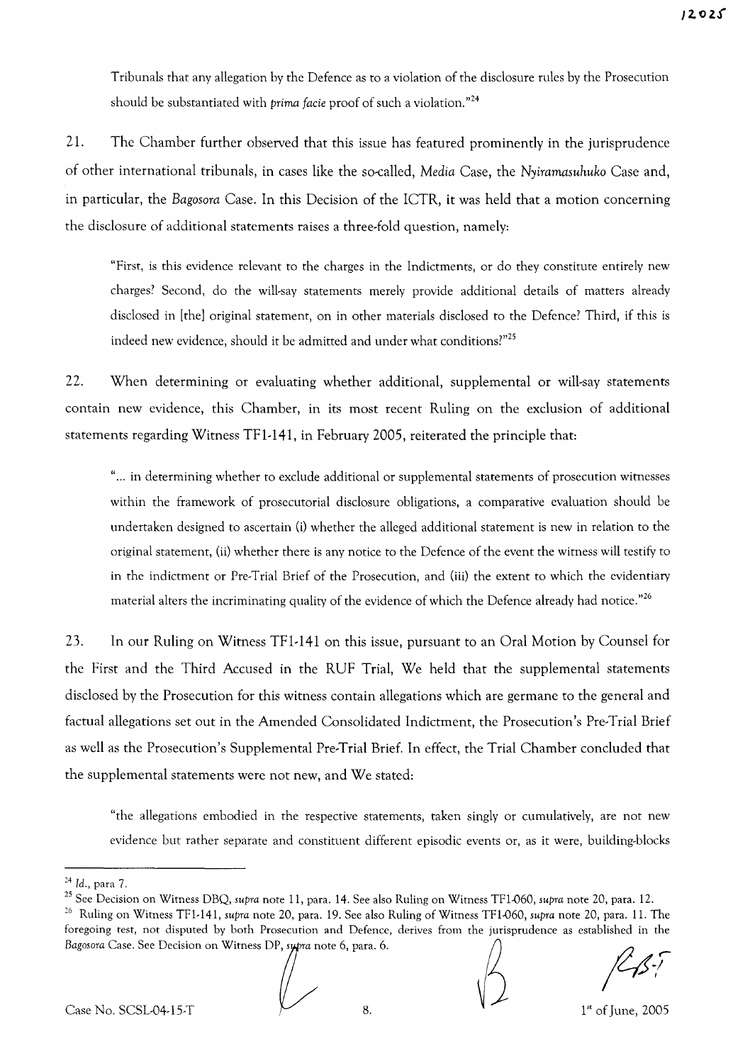Tribunals that any allegation by the Defence as to a violation of the disclosure rules by the Prosecution should be substantiated with *prima facie* proof of such a violation."[24]

21. The Chamber further observed that this issue has featured prominently in the jurisprudence of other international tribunals, in cases like the so-called, *Media* Case, the *Nyiramasuhuko* Case and, in particular, the *Bagosora* Case. In this Decision of the ICTR, it was held that a motion concerning the disclosure of additional statements raises a three-fold question, namely:

> "First, is this evidence relevant to the charges in the Indictments, or do they constitute entirely new charges? Second, do the will-say statements merely provide additional details of matters already disclosed in [the] original statement, on in other materials disclosed to the Defence? Third, if this is indeed new evidence, should it be admitted and under what conditions?"[25]

22. When determining or evaluating whether additional, supplemental or will-say statements contain new evidence, this Chamber, in its most recent Ruling on the exclusion of additional statements regarding Witness TF1-141, in February 2005, reiterated the principle that:

> "... in determining whether to exclude additional or supplemental statements of prosecution witnesses within the framework of prosecutorial disclosure obligations, a comparative evaluation should be undertaken designed to ascertain (i) whether the alleged additional statement is new in relation to the original statement, (ii) whether there is any notice to the Defence of the event the witness will testify to in the indictment or Pre-Trial Brief of the Prosecution, and (iii) the extent to which the evidentiary material alters the incriminating quality of the evidence of which the Defence already had notice."[26]

23. In our Ruling on Witness TF1-141 on this issue, pursuant to an Oral Motion by Counsel for the First and the Third Accused in the RUF Trial, We held that the supplemental statements disclosed by the Prosecution for this witness contain allegations which are germane to the general and factual allegations set out in the Amended Consolidated Indictment, the Prosecution's Pre-Trial Brief as well as the Prosecution's Supplemental Pre-Trial Brief. In effect, the Trial Chamber concluded that the supplemental statements were not new, and We stated:

> "the allegations embodied in the respective statements, taken singly or cumulatively, are not new evidence but rather separate and constituent different episodic events or, as it were, building-blocks

---

[24] *Id.*, para 7.

[25] See Decision on Witness DBQ, *supra* note 11, para. 14. See also Ruling on Witness TF1-060, *supra* note 20, para. 12.

[26] Ruling on Witness TF1-141, *supra* note 20, para. 19. See also Ruling of Witness TF1-060, *supra* note 20, para. 11. The foregoing test, not disputed by both Prosecution and Defence, derives from the jurisprudence as established in the *Bagosora* Case. See Decision on Witness DP, *supra* note 6, para. 6.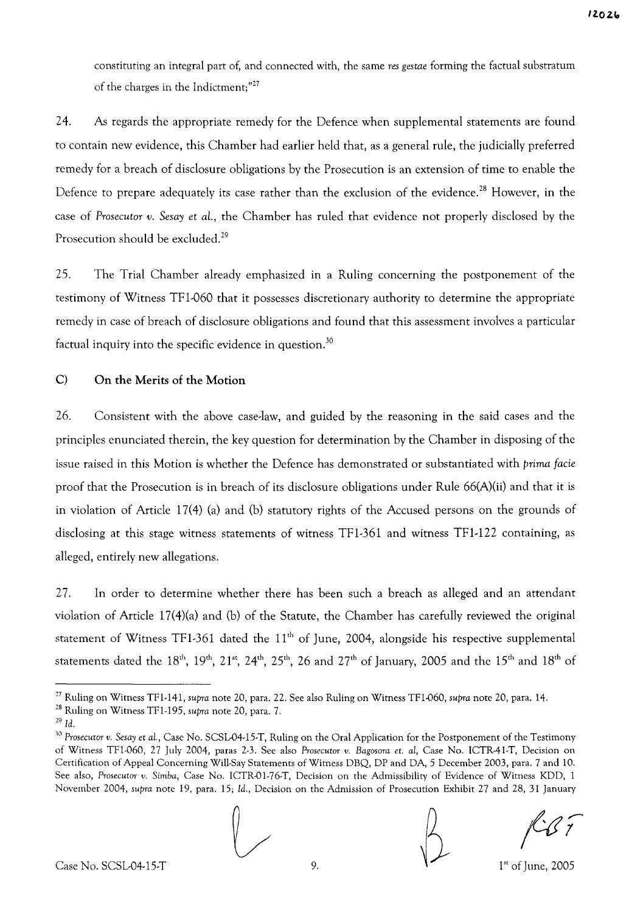constituting an integral part of, and connected with, the same *res gestae* forming the factual substratum of the charges in the Indictment;"[27]

24. As regards the appropriate remedy for the Defence when supplemental statements are found to contain new evidence, this Chamber had earlier held that, as a general rule, the judicially preferred remedy for a breach of disclosure obligations by the Prosecution is an extension of time to enable the Defence to prepare adequately its case rather than the exclusion of the evidence.[28] However, in the case of *Prosecutor v. Sesay et al.*, the Chamber has ruled that evidence not properly disclosed by the Prosecution should be excluded.[29]

25. The Trial Chamber already emphasized in a Ruling concerning the postponement of the testimony of Witness TF1-060 that it possesses discretionary authority to determine the appropriate remedy in case of breach of disclosure obligations and found that this assessment involves a particular factual inquiry into the specific evidence in question.[30]

### C) On the Merits of the Motion

26. Consistent with the above case-law, and guided by the reasoning in the said cases and the principles enunciated therein, the key question for determination by the Chamber in disposing of the issue raised in this Motion is whether the Defence has demonstrated or substantiated with *prima facie* proof that the Prosecution is in breach of its disclosure obligations under Rule 66(A)(ii) and that it is in violation of Article 17(4) (a) and (b) statutory rights of the Accused persons on the grounds of disclosing at this stage witness statements of witness TF1-361 and witness TF1-122 containing, as alleged, entirely new allegations.

27. In order to determine whether there has been such a breach as alleged and an attendant violation of Article 17(4)(a) and (b) of the Statute, the Chamber has carefully reviewed the original statement of Witness TF1-361 dated the 11th of June, 2004, alongside his respective supplemental statements dated the 18th, 19th, 21st, 24th, 25th, 26 and 27th of January, 2005 and the 15th and 18th of

---

[27] Ruling on Witness TF1-141, *supra* note 20, para. 22. See also Ruling on Witness TF1-060, *supra* note 20, para. 14.

[28] Ruling on Witness TF1-195, *supra* note 20, para. 7.

[29] *Id.*

[30] *Prosecutor v. Sesay et al.*, Case No. SCSL-04-15-T, Ruling on the Oral Application for the Postponement of the Testimony of Witness TF1-060, 27 July 2004, paras 2-3. See also *Prosecutor v. Bagosora et. al*, Case No. ICTR-41-T, Decision on Certification of Appeal Concerning Will-Say Statements of Witness DBQ, DP and DA, 5 December 2003, para. 7 and 10. See also, *Prosecutor v. Simba*, Case No. ICTR-01-76-T, Decision on the Admissibility of Evidence of Witness KDD, 1 November 2004, *supra* note 19, para. 15; *Id.*, Decision on the Admission of Prosecution Exhibit 27 and 28, 31 January

Case No. SCSL-04-15-T 1st of June, 2005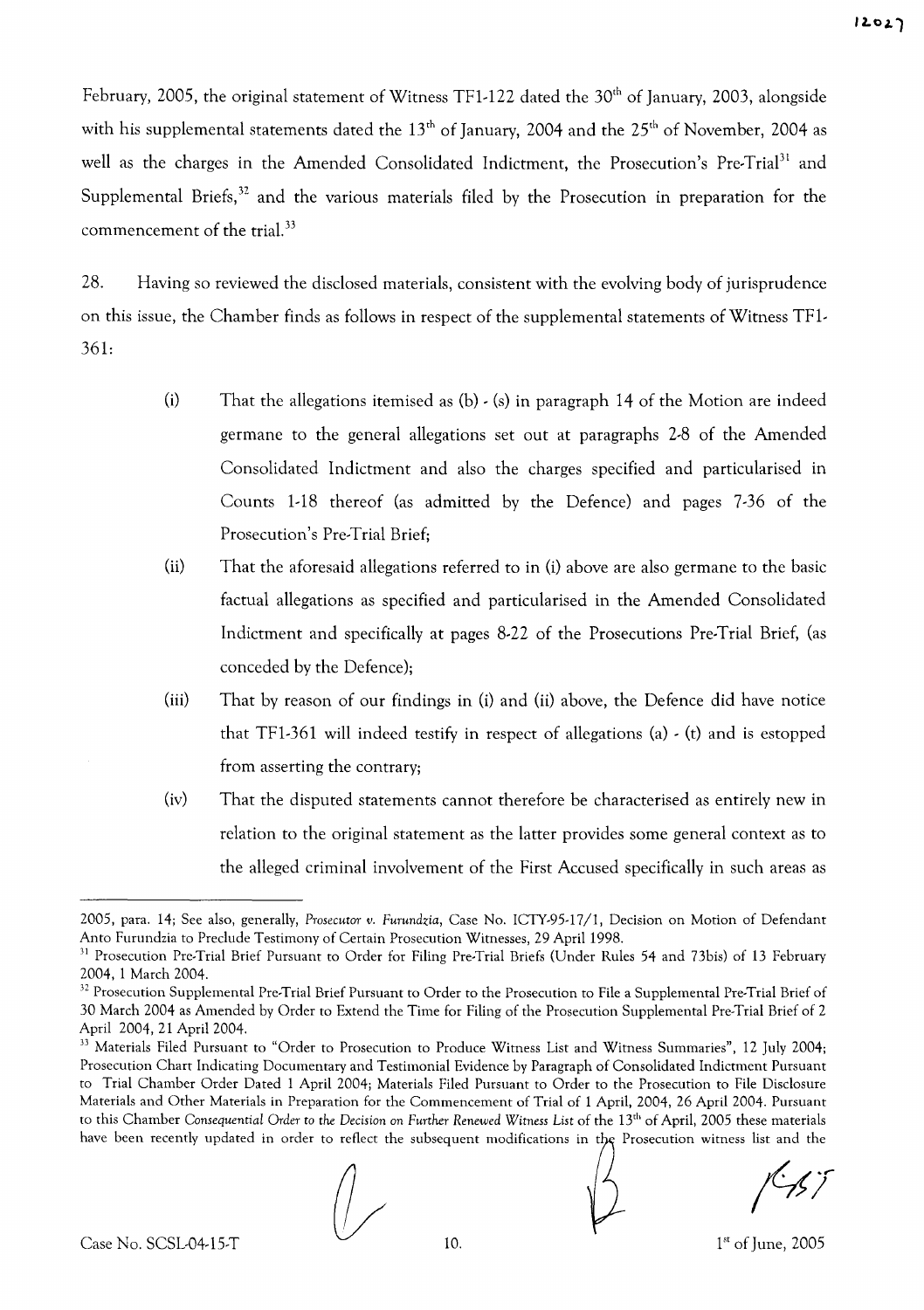February, 2005, the original statement of Witness TF1-122 dated the 30th of January, 2003, alongside with his supplemental statements dated the 13th of January, 2004 and the 25th of November, 2004 as well as the charges in the Amended Consolidated Indictment, the Prosecution's Pre-Trial[31] and Supplemental Briefs,[32] and the various materials filed by the Prosecution in preparation for the commencement of the trial.[33]

28. Having so reviewed the disclosed materials, consistent with the evolving body of jurisprudence on this issue, the Chamber finds as follows in respect of the supplemental statements of Witness TF1-361:

(i) That the allegations itemised as (b) - (s) in paragraph 14 of the Motion are indeed germane to the general allegations set out at paragraphs 2-8 of the Amended Consolidated Indictment and also the charges specified and particularised in Counts 1-18 thereof (as admitted by the Defence) and pages 7-36 of the Prosecution's Pre-Trial Brief;

(ii) That the aforesaid allegations referred to in (i) above are also germane to the basic factual allegations as specified and particularised in the Amended Consolidated Indictment and specifically at pages 8-22 of the Prosecutions Pre-Trial Brief, (as conceded by the Defence);

(iii) That by reason of our findings in (i) and (ii) above, the Defence did have notice that TF1-361 will indeed testify in respect of allegations (a) - (t) and is estopped from asserting the contrary;

(iv) That the disputed statements cannot therefore be characterised as entirely new in relation to the original statement as the latter provides some general context as to the alleged criminal involvement of the First Accused specifically in such areas as

---

2005, para. 14; See also, generally, *Prosecutor v. Furundzia*, Case No. ICTY-95-17/1, Decision on Motion of Defendant Anto Furundzia to Preclude Testimony of Certain Prosecution Witnesses, 29 April 1998.

[31] Prosecution Pre-Trial Brief Pursuant to Order for Filing Pre-Trial Briefs (Under Rules 54 and 73bis) of 13 February 2004, 1 March 2004.

[32] Prosecution Supplemental Pre-Trial Brief Pursuant to Order to the Prosecution to File a Supplemental Pre-Trial Brief of 30 March 2004 as Amended by Order to Extend the Time for Filing of the Prosecution Supplemental Pre-Trial Brief of 2 April 2004, 21 April 2004.

[33] Materials Filed Pursuant to "Order to Prosecution to Produce Witness List and Witness Summaries", 12 July 2004; Prosecution Chart Indicating Documentary and Testimonial Evidence by Paragraph of Consolidated Indictment Pursuant to Trial Chamber Order Dated 1 April 2004; Materials Filed Pursuant to Order to the Prosecution to File Disclosure Materials and Other Materials in Preparation for the Commencement of Trial of 1 April, 2004, 26 April 2004. Pursuant to this Chamber *Consequential Order to the Decision on Further Renewed Witness List* of the 13th of April, 2005 these materials have been recently updated in order to reflect the subsequent modifications in the Prosecution witness list and the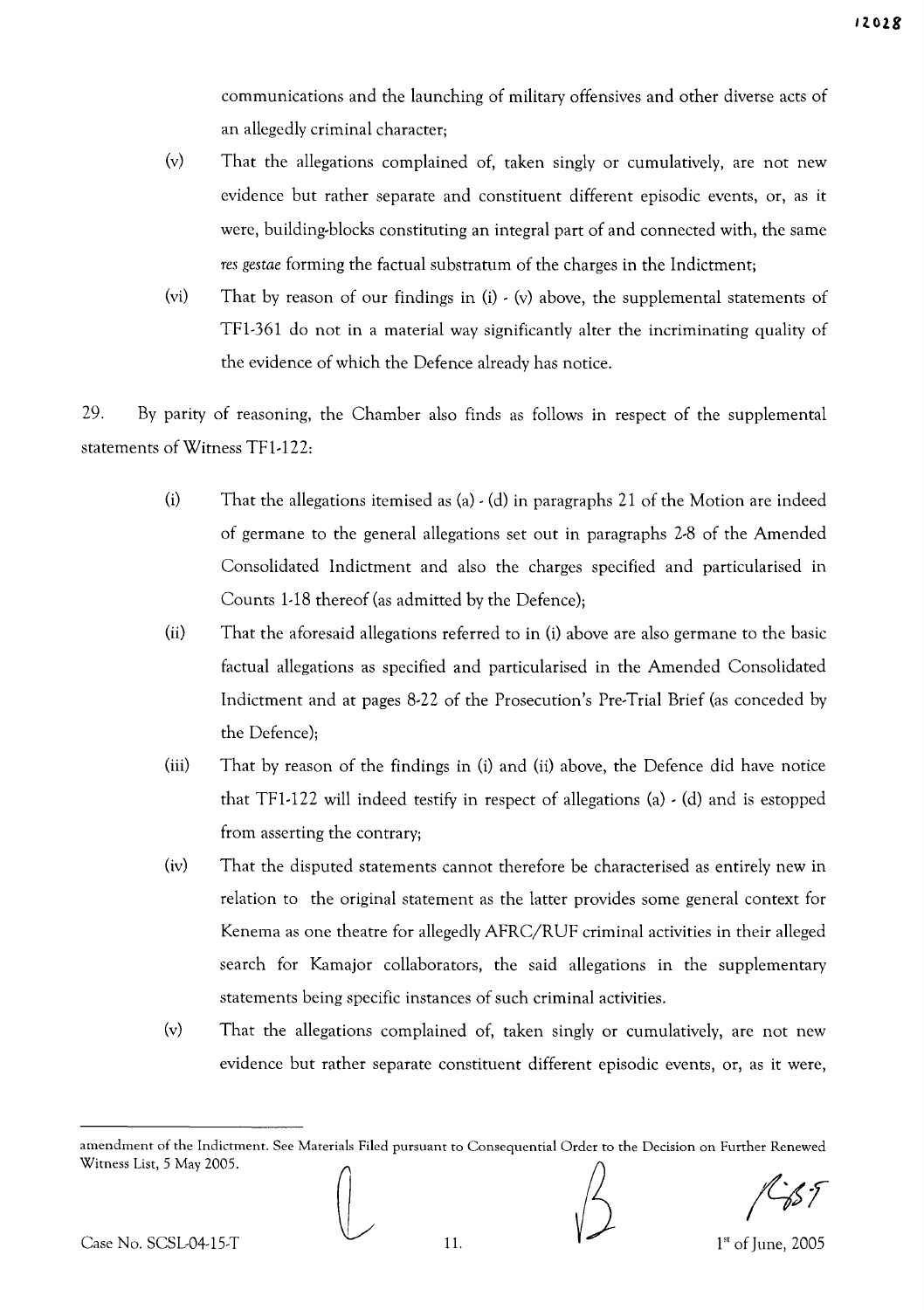communications and the launching of military offensives and other diverse acts of an allegedly criminal character;

(v) That the allegations complained of, taken singly or cumulatively, are not new evidence but rather separate and constituent different episodic events, or, as it were, building-blocks constituting an integral part of and connected with, the same *res gestae* forming the factual substratum of the charges in the Indictment;

(vi) That by reason of our findings in (i) - (v) above, the supplemental statements of TF1-361 do not in a material way significantly alter the incriminating quality of the evidence of which the Defence already has notice.

29. By parity of reasoning, the Chamber also finds as follows in respect of the supplemental statements of Witness TF1-122:

(i) That the allegations itemised as (a) - (d) in paragraphs 21 of the Motion are indeed of germane to the general allegations set out in paragraphs 2-8 of the Amended Consolidated Indictment and also the charges specified and particularised in Counts 1-18 thereof (as admitted by the Defence);

(ii) That the aforesaid allegations referred to in (i) above are also germane to the basic factual allegations as specified and particularised in the Amended Consolidated Indictment and at pages 8-22 of the Prosecution's Pre-Trial Brief (as conceded by the Defence);

(iii) That by reason of the findings in (i) and (ii) above, the Defence did have notice that TF1-122 will indeed testify in respect of allegations (a) - (d) and is estopped from asserting the contrary;

(iv) That the disputed statements cannot therefore be characterised as entirely new in relation to the original statement as the latter provides some general context for Kenema as one theatre for allegedly AFRC/RUF criminal activities in their alleged search for Kamajor collaborators, the said allegations in the supplementary statements being specific instances of such criminal activities.

(v) That the allegations complained of, taken singly or cumulatively, are not new evidence but rather separate constituent different episodic events, or, as it were,

---

amendment of the Indictment. See Materials Filed pursuant to Consequential Order to the Decision on Further Renewed Witness List, 5 May 2005.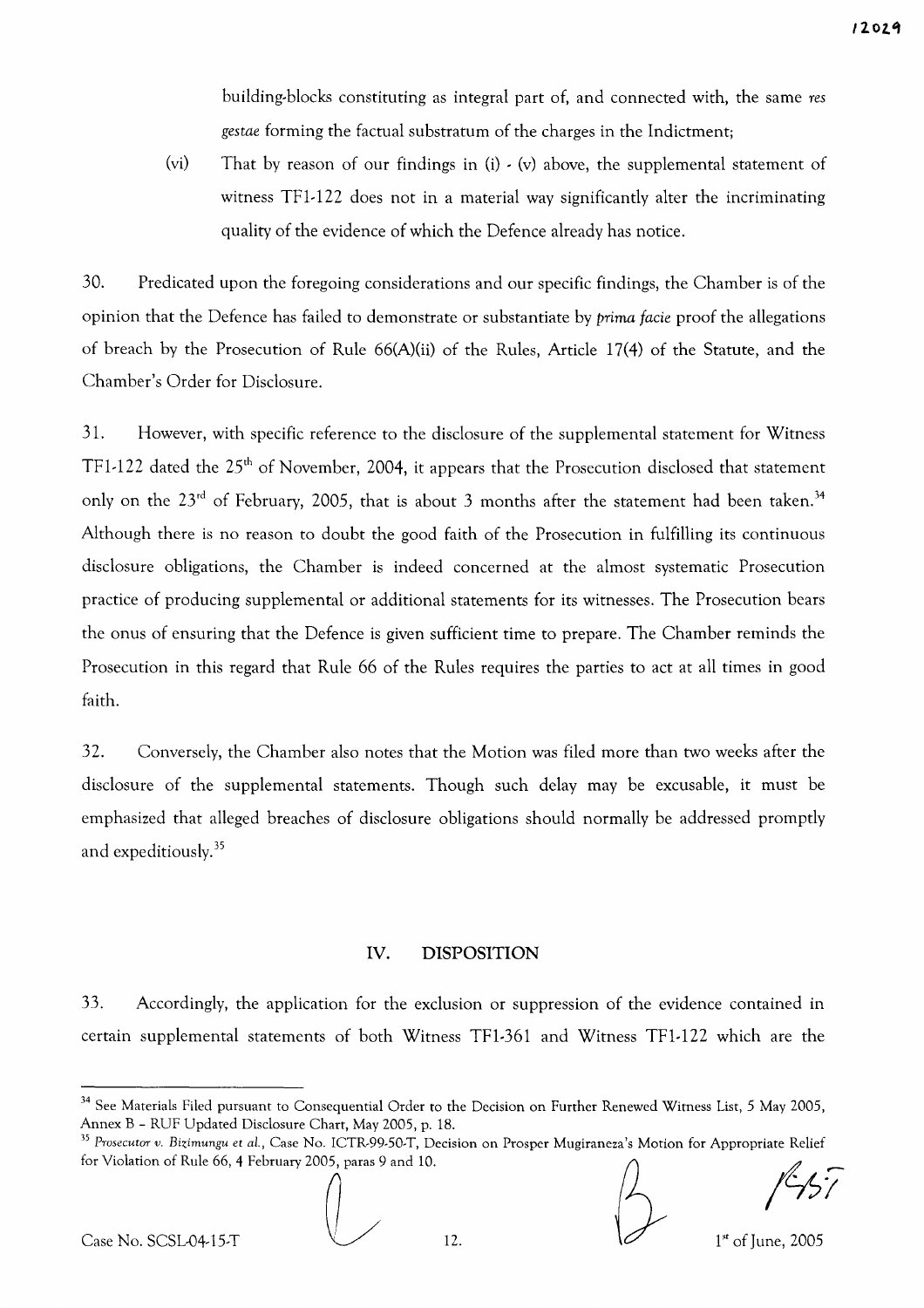building-blocks constituting as integral part of, and connected with, the same *res gestae* forming the factual substratum of the charges in the Indictment;

(vi) That by reason of our findings in (i) - (v) above, the supplemental statement of witness TF1-122 does not in a material way significantly alter the incriminating quality of the evidence of which the Defence already has notice.

30. Predicated upon the foregoing considerations and our specific findings, the Chamber is of the opinion that the Defence has failed to demonstrate or substantiate by *prima facie* proof the allegations of breach by the Prosecution of Rule 66(A)(ii) of the Rules, Article 17(4) of the Statute, and the Chamber's Order for Disclosure.

31. However, with specific reference to the disclosure of the supplemental statement for Witness TF1-122 dated the 25th of November, 2004, it appears that the Prosecution disclosed that statement only on the 23rd of February, 2005, that is about 3 months after the statement had been taken.[34] Although there is no reason to doubt the good faith of the Prosecution in fulfilling its continuous disclosure obligations, the Chamber is indeed concerned at the almost systematic Prosecution practice of producing supplemental or additional statements for its witnesses. The Prosecution bears the onus of ensuring that the Defence is given sufficient time to prepare. The Chamber reminds the Prosecution in this regard that Rule 66 of the Rules requires the parties to act at all times in good faith.

32. Conversely, the Chamber also notes that the Motion was filed more than two weeks after the disclosure of the supplemental statements. Though such delay may be excusable, it must be emphasized that alleged breaches of disclosure obligations should normally be addressed promptly and expeditiously.[35]

## IV. DISPOSITION

33. Accordingly, the application for the exclusion or suppression of the evidence contained in certain supplemental statements of both Witness TF1-361 and Witness TF1-122 which are the

---

[34] See Materials Filed pursuant to Consequential Order to the Decision on Further Renewed Witness List, 5 May 2005, Annex B - RUF Updated Disclosure Chart, May 2005, p. 18.

[35] *Prosecutor v. Bizimungu et al.*, Case No. ICTR-99-50-T, Decision on Prosper Mugiraneza's Motion for Appropriate Relief for Violation of Rule 66, 4 February 2005, paras 9 and 10.

Case No. SCSL-04-15-T 1st of June, 2005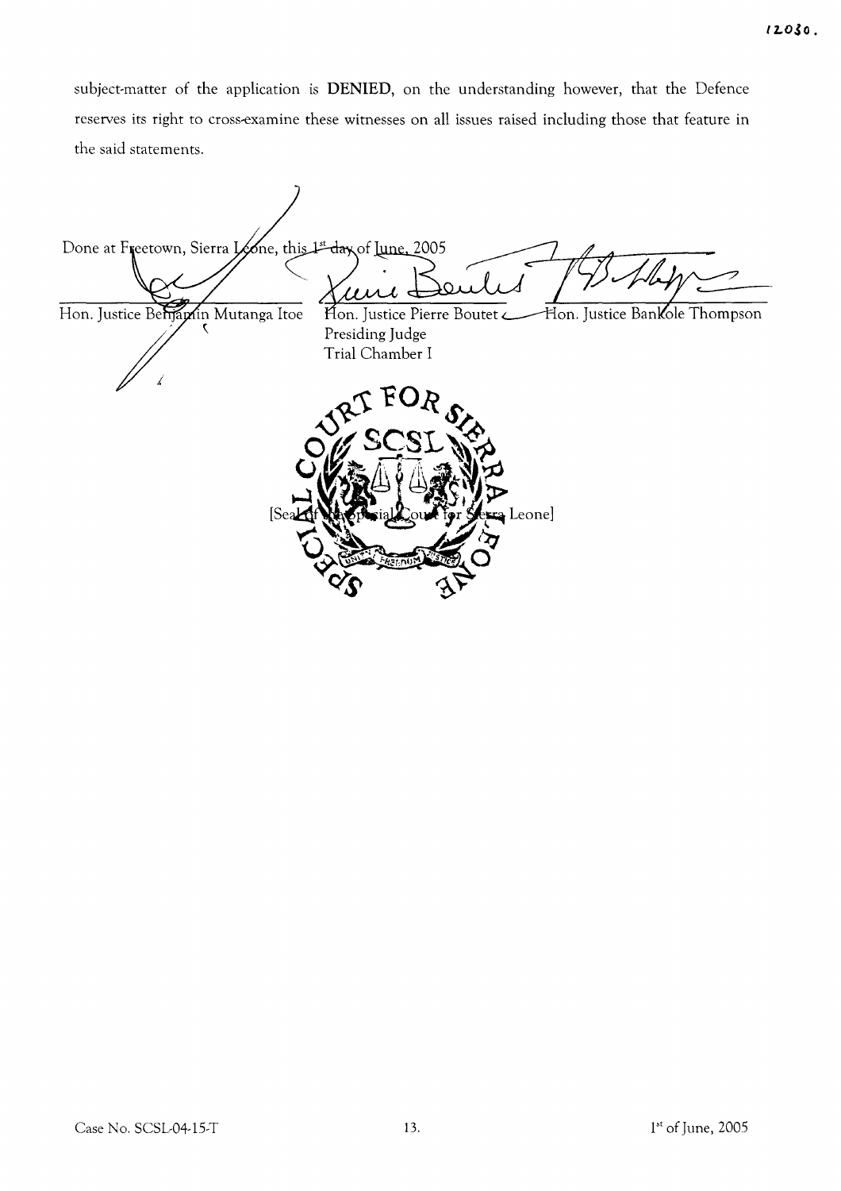subject-matter of the application is **DENIED**, on the understanding however, that the Defence reserves its right to cross-examine these witnesses on all issues raised including those that feature in the said statements.

Done at Freetown, Sierra Leone, this 1st day of June, 2005

| | | |
|---|---|---|
| Hon. Justice Benjamin Mutanga Itoe | Hon. Justice Pierre Boutet<br>Presiding Judge<br>Trial Chamber I | Hon. Justice Bankole Thompson |

[Seal of the Special Court for Sierra Leone]